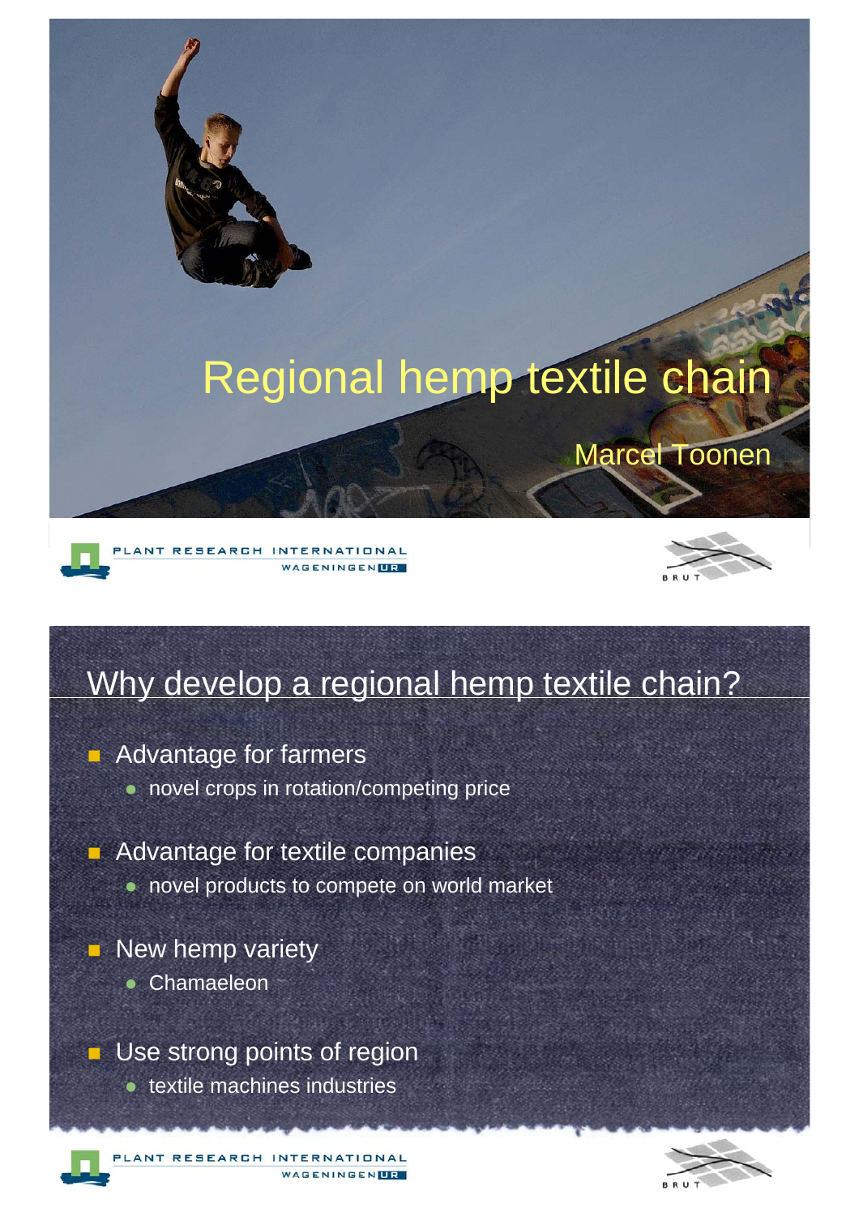# Regional hemp textile chain

Marcel Toonen

PLANT RESEARCH INTERNATIONAL
WAGENINGEN UR

BRUT

## Why develop a regional hemp textile chain?

- Advantage for farmers
  - novel crops in rotation/competing price
- Advantage for textile companies
  - novel products to compete on world market
- New hemp variety
  - Chamaeleon
- Use strong points of region
  - textile machines industries

PLANT RESEARCH INTERNATIONAL
WAGENINGEN UR

BRUT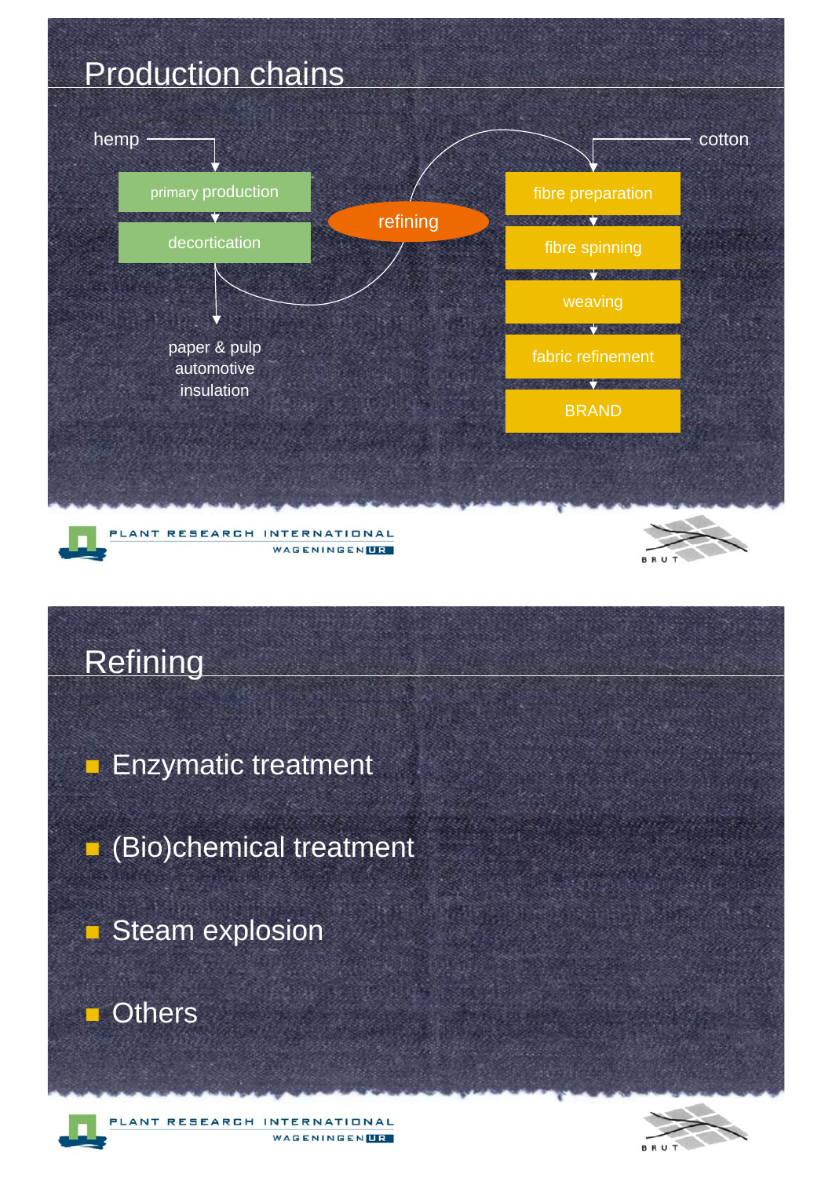## Production chains

hemp → primary production → decortication → paper & pulp, automotive, insulation

decortication → refining → fibre preparation

cotton → fibre preparation → fibre spinning → weaving → fabric refinement → BRAND

## Refining

- Enzymatic treatment
- (Bio)chemical treatment
- Steam explosion
- Others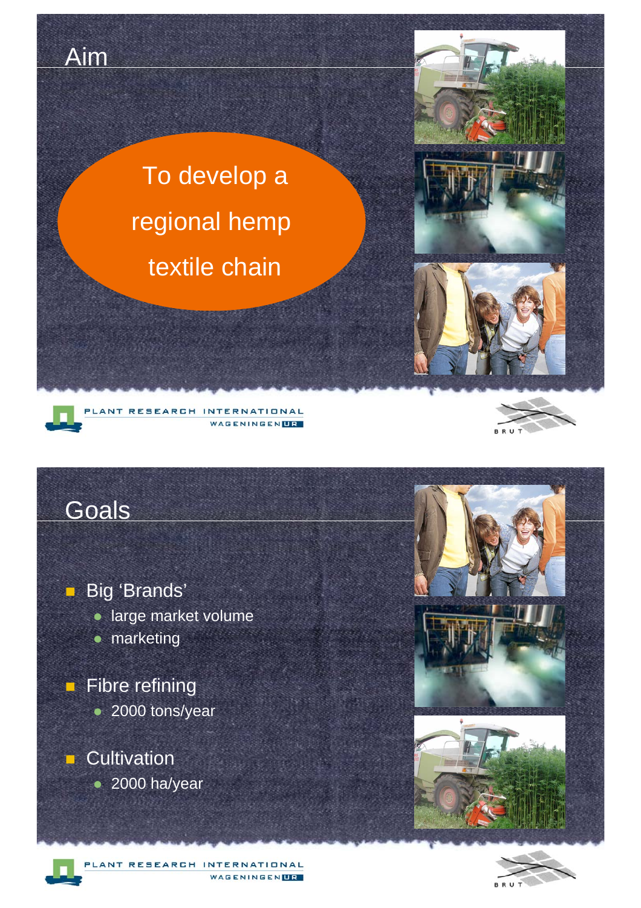## Aim

To develop a regional hemp textile chain

## Goals

- Big 'Brands'
  - large market volume
  - marketing
- Fibre refining
  - 2000 tons/year
- Cultivation
  - 2000 ha/year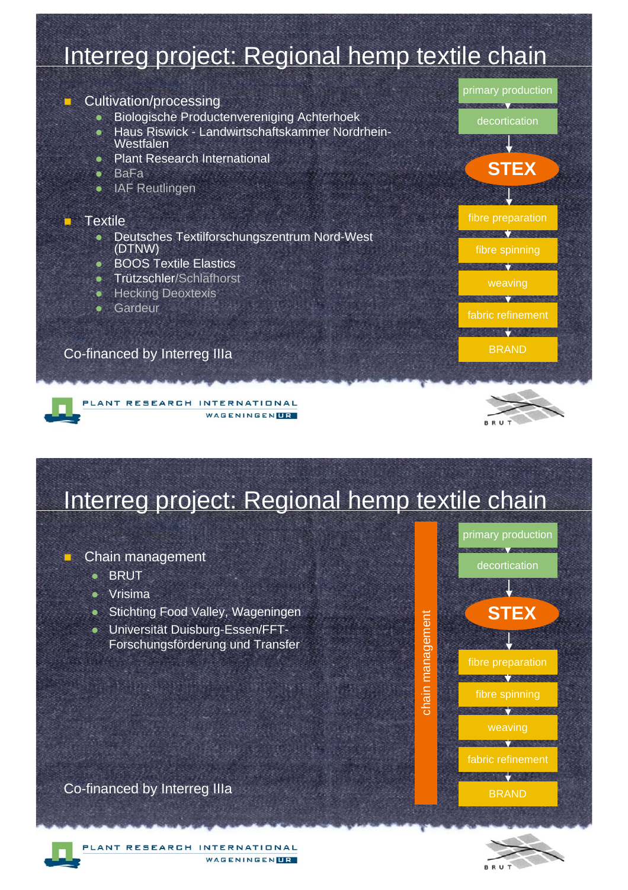# Interreg project: Regional hemp textile chain

- Cultivation/processing
  - Biologische Productenvereniging Achterhoek
  - Haus Riswick - Landwirtschaftskammer Nordrhein-Westfalen
  - Plant Research International
  - BaFa
  - IAF Reutlingen
- Textile
  - Deutsches Textilforschungszentrum Nord-West (DTNW)
  - BOOS Textile Elastics
  - Trützschler/Schlafhorst
  - Hecking Deoxtexis
  - Gardeur

Co-financed by Interreg IIIa

primary production → decortication → STEX → fibre preparation → fibre spinning → weaving → fabric refinement → BRAND

PLANT RESEARCH INTERNATIONAL WAGENINGEN UR

BRUT

# Interreg project: Regional hemp textile chain

- Chain management
  - BRUT
  - Vrisima
  - Stichting Food Valley, Wageningen
  - Universität Duisburg-Essen/FFT-Forschungsförderung und Transfer

Co-financed by Interreg IIIa

chain management

primary production → decortication → STEX → fibre preparation → fibre spinning → weaving → fabric refinement → BRAND

PLANT RESEARCH INTERNATIONAL WAGENINGEN UR

BRUT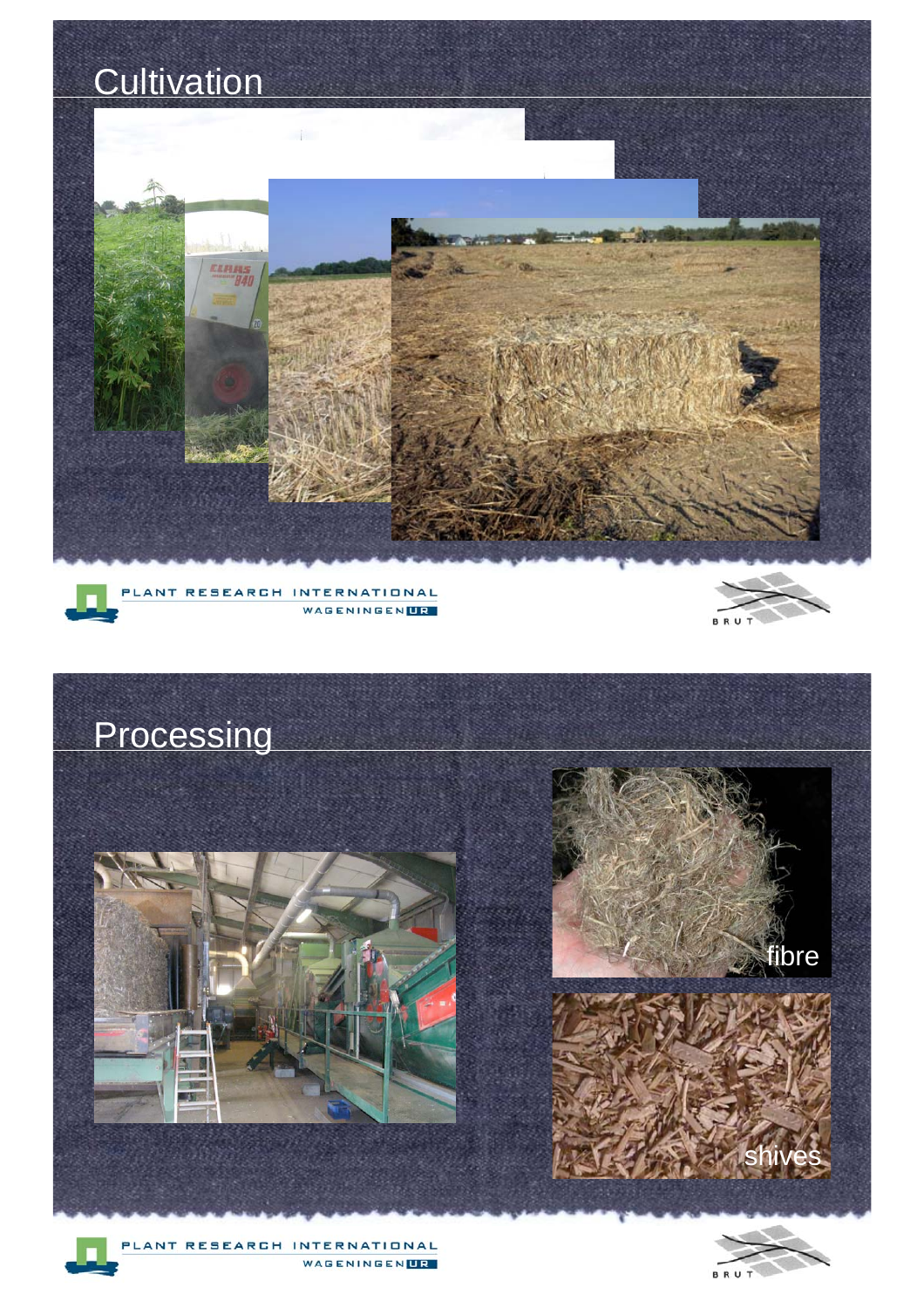# Cultivation

PLANT RESEARCH INTERNATIONAL
WAGENINGEN UR

BRUT

# Processing

fibre

shives

PLANT RESEARCH INTERNATIONAL
WAGENINGEN UR

BRUT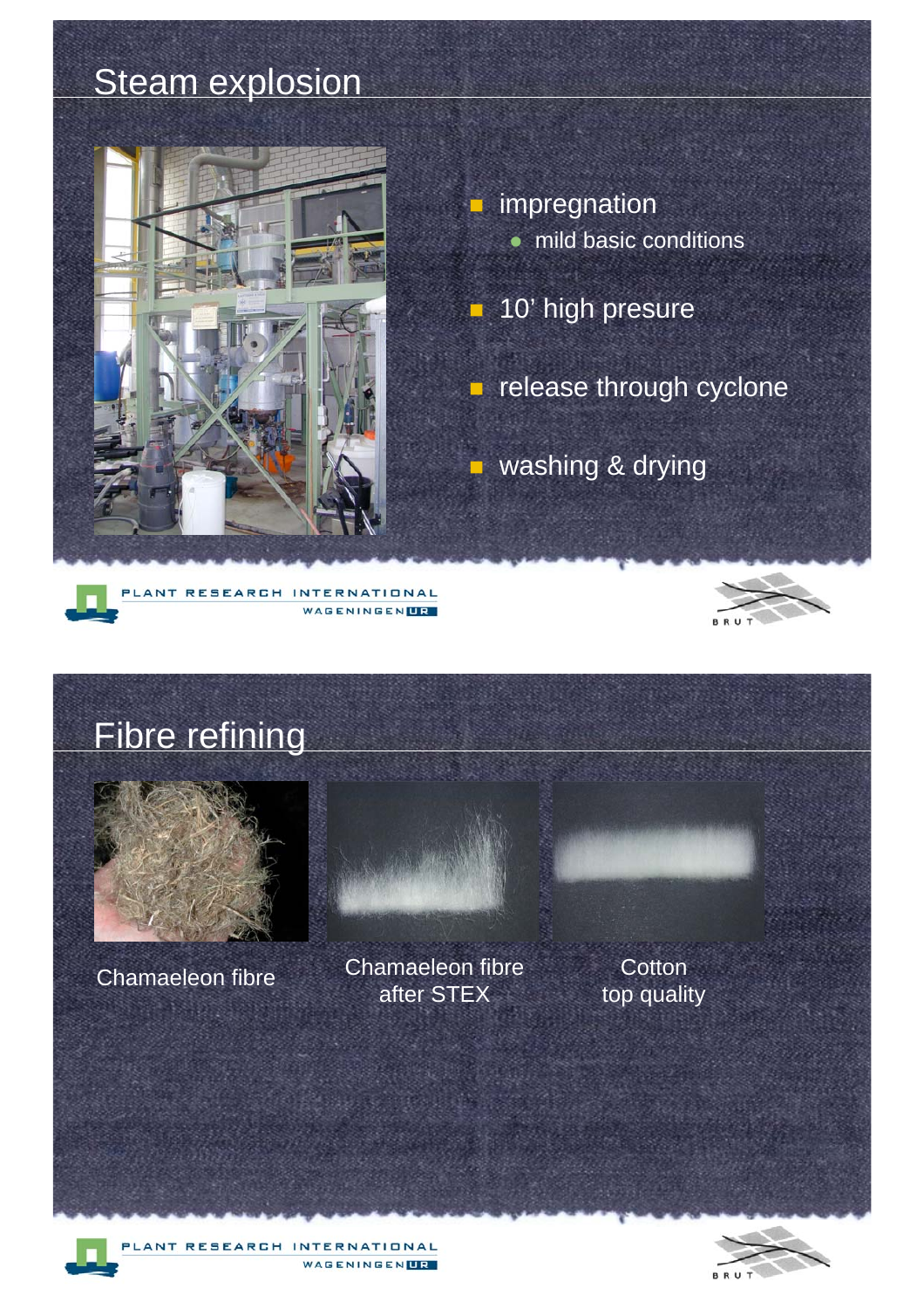## Steam explosion

- impregnation
  - mild basic conditions
- 10' high presure
- release through cyclone
- washing & drying

## Fibre refining

Chamaeleon fibre

Chamaeleon fibre after STEX

Cotton top quality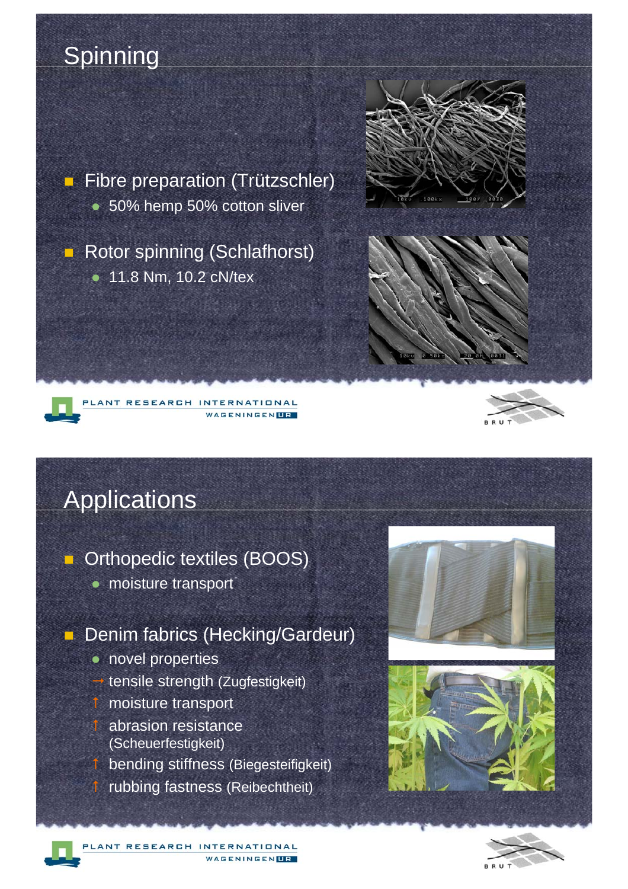## Spinning

- Fibre preparation (Trützschler)
  - 50% hemp 50% cotton sliver
- Rotor spinning (Schlafhorst)
  - 11.8 Nm, 10.2 cN/tex

## Applications

- Orthopedic textiles (BOOS)
  - moisture transport
- Denim fabrics (Hecking/Gardeur)
  - novel properties
  - → tensile strength (Zugfestigkeit)
  - ↑ moisture transport
  - ↑ abrasion resistance (Scheuerfestigkeit)
  - ↑ bending stiffness (Biegesteifigkeit)
  - ↑ rubbing fastness (Reibechtheit)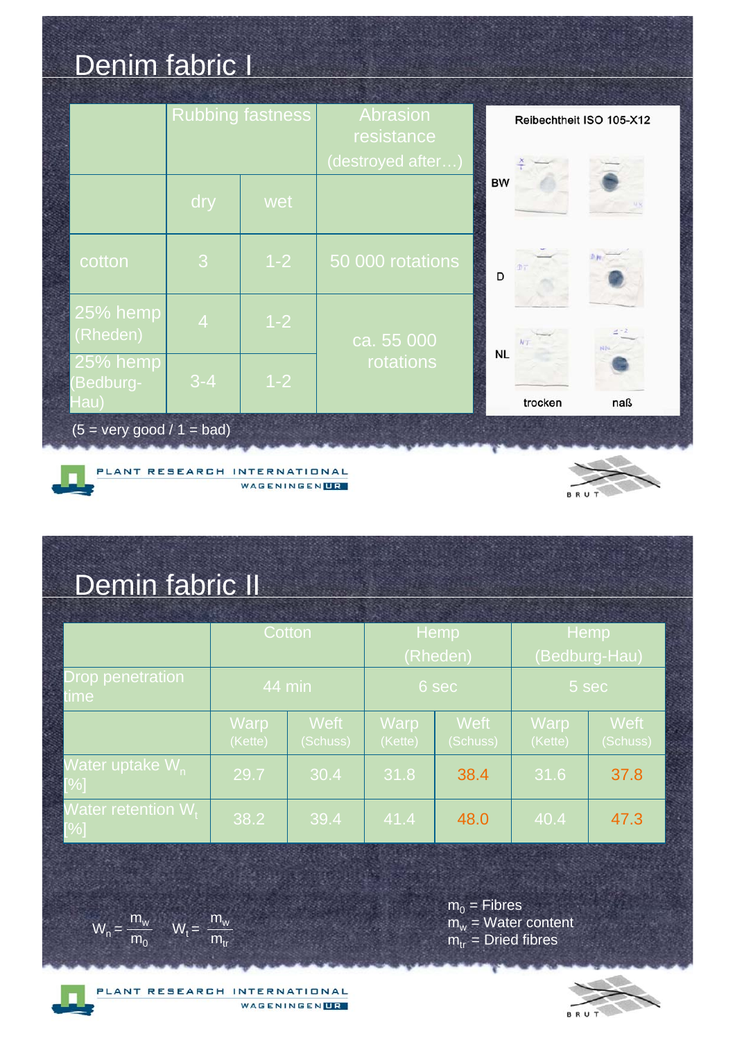# Denim fabric I

| | Rubbing fastness | | Abrasion resistance (destroyed after…) |
|---|---|---|---|
| | dry | wet | |
| cotton | 3 | 1-2 | 50 000 rotations |
| 25% hemp (Rheden) | 4 | 1-2 | ca. 55 000 rotations |
| 25% hemp (Bedburg-Hau) | 3-4 | 1-2 | |

(5 = very good / 1 = bad)

Reibechtheit ISO 105-X12

BW
D
NL

trocken naß

PLANT RESEARCH INTERNATIONAL
WAGENINGEN UR

BRUT

# Demin fabric II

| | Cotton | | Hemp (Rheden) | | Hemp (Bedburg-Hau) | |
|---|---|---|---|---|---|---|
| Drop penetration time | 44 min | | 6 sec | | 5 sec | |
| | Warp (Kette) | Weft (Schuss) | Warp (Kette) | Weft (Schuss) | Warp (Kette) | Weft (Schuss) |
| Water uptake $W_n$ [%] | 29.7 | 30.4 | 31.8 | 38.4 | 31.6 | 37.8 |
| Water retention $W_t$ [%] | 38.2 | 39.4 | 41.4 | 48.0 | 40.4 | 47.3 |

$$W_n = \frac{m_w}{m_0} \qquad W_t = \frac{m_w}{m_{tr}}$$

$m_0$ = Fibres
$m_w$ = Water content
$m_{tr}$ = Dried fibres

PLANT RESEARCH INTERNATIONAL
WAGENINGEN UR

BRUT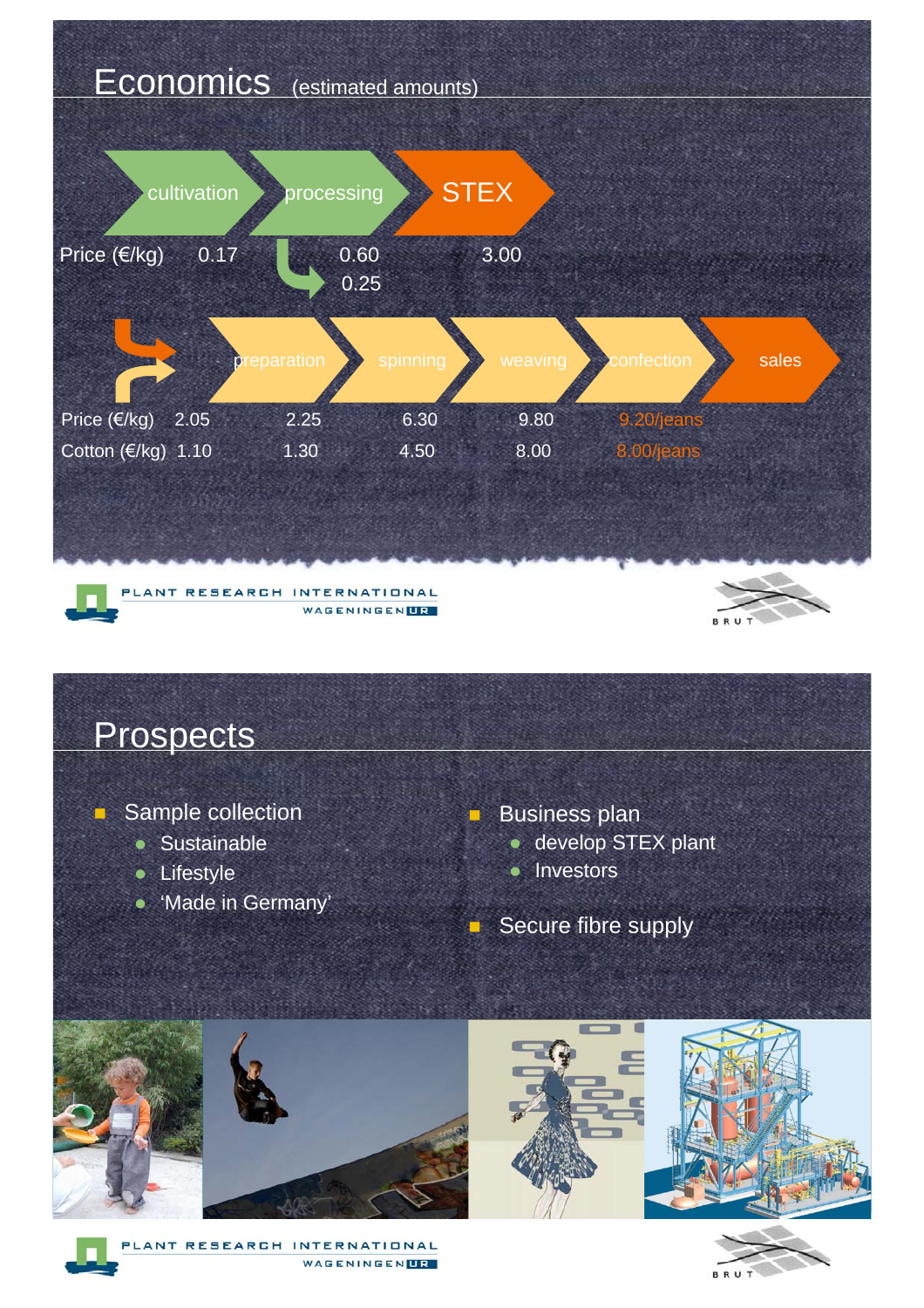# Economics (estimated amounts)

| | cultivation | processing | STEX |
|---|---|---|---|
| Price (€/kg) | 0.17 | 0.60 | 3.00 |
| | | 0.25 | |

| | | preparation | spinning | weaving | confection | sales |
|---|---|---|---|---|---|---|
| Price (€/kg) | 2.05 | 2.25 | 6.30 | 9.80 | 9.20/jeans | |
| Cotton (€/kg) | 1.10 | 1.30 | 4.50 | 8.00 | 8.00/jeans | |

PLANT RESEARCH INTERNATIONAL
WAGENINGEN UR

BRUT

# Prospects

- Sample collection
  - Sustainable
  - Lifestyle
  - 'Made in Germany'
- Business plan
  - develop STEX plant
  - Investors
- Secure fibre supply

PLANT RESEARCH INTERNATIONAL
WAGENINGEN UR

BRUT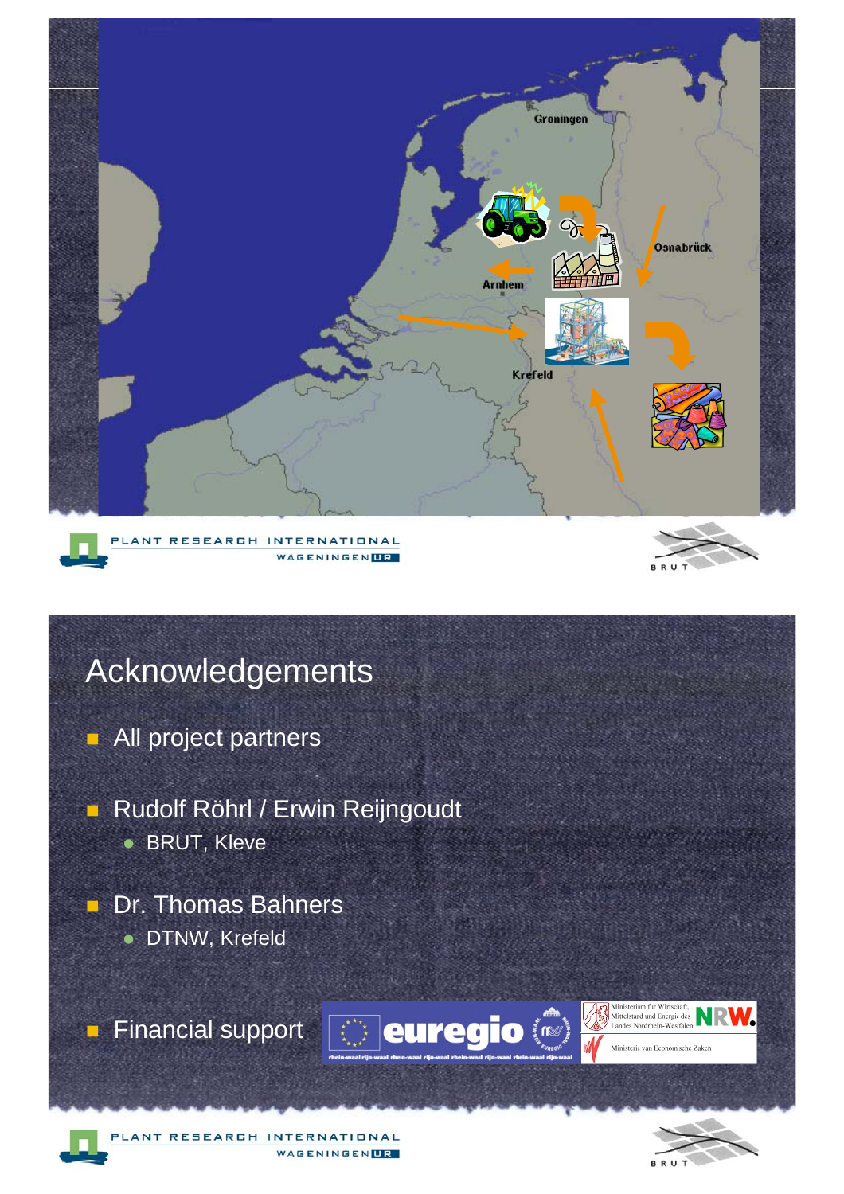Groningen

Osnabrück

Arnhem

Krefeld

## Acknowledgements

- All project partners
- Rudolf Röhrl / Erwin Reijngoudt
  - BRUT, Kleve
- Dr. Thomas Bahners
  - DTNW, Krefeld
- Financial support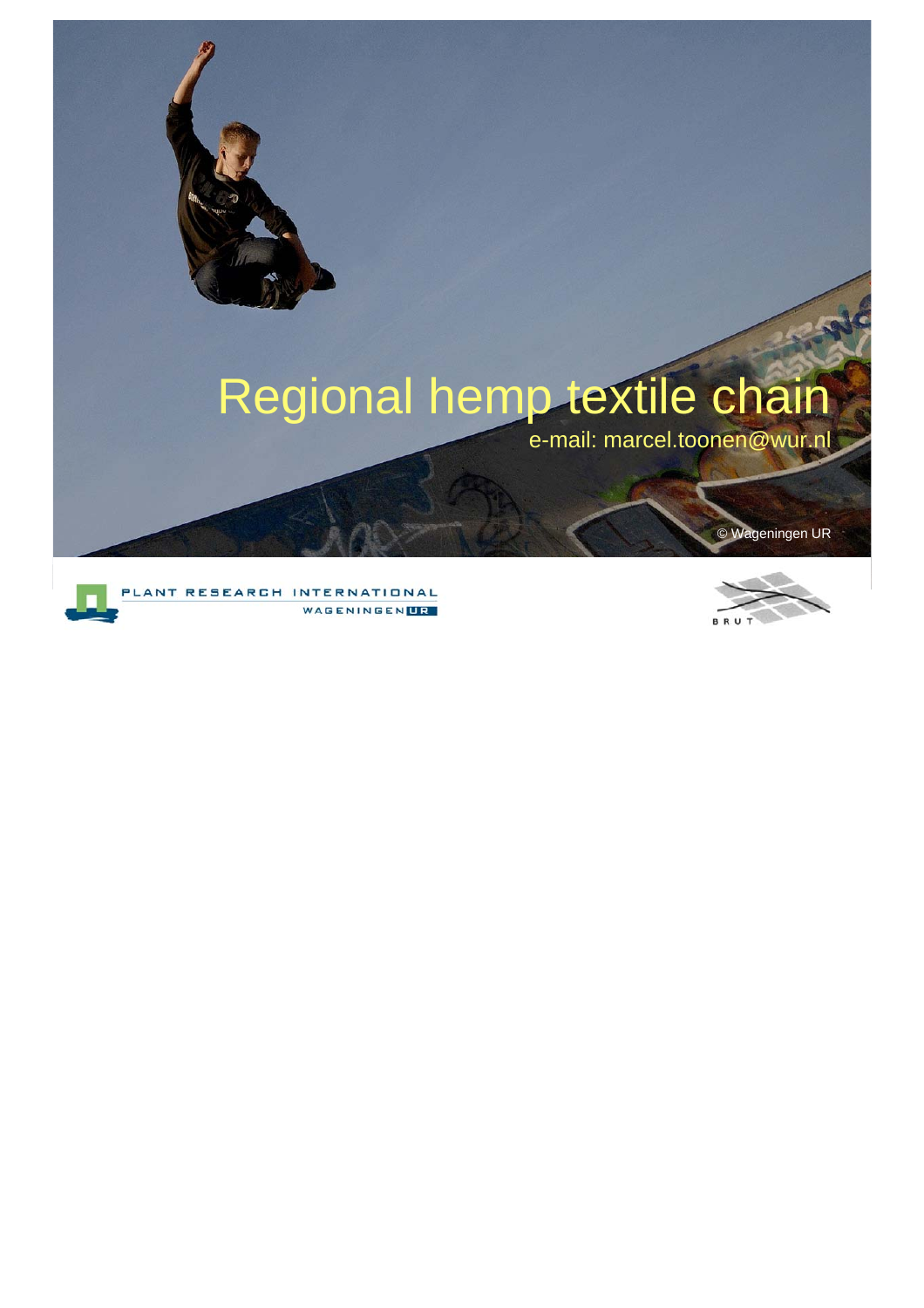# Regional hemp textile chain

e-mail: marcel.toonen@wur.nl

© Wageningen UR

PLANT RESEARCH INTERNATIONAL

WAGENINGEN UR

BRUT